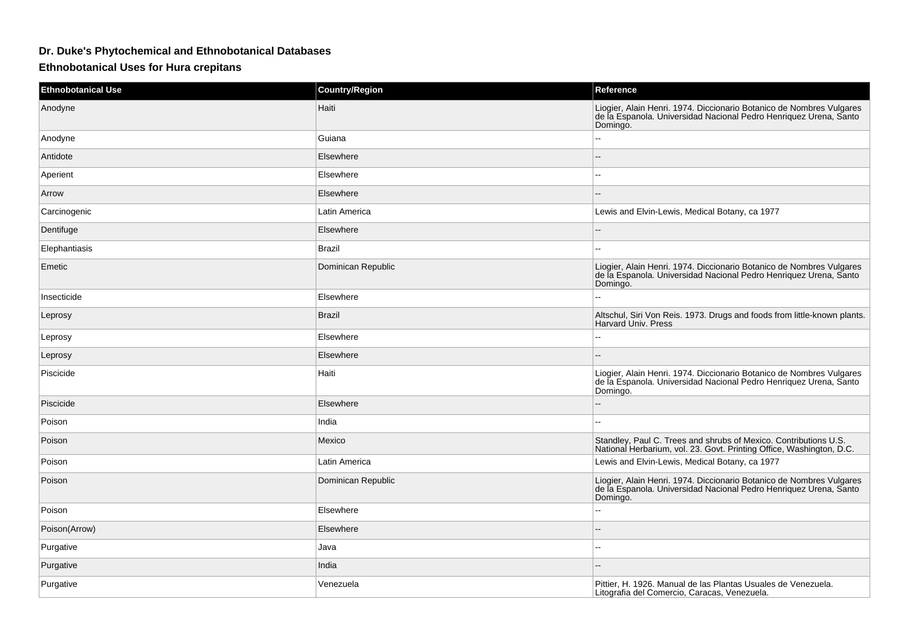## Dr. Duke's Phytochemical and Ethnobotanical Databases

### Ethnobotanical Uses for Hura crepitans

| Ethnobotanical Use | Country/Region | Reference |
| --- | --- | --- |
| Anodyne | Haiti | Liogier, Alain Henri. 1974. Diccionario Botanico de Nombres Vulgares de la Espanola. Universidad Nacional Pedro Henriquez Urena, Santo Domingo. |
| Anodyne | Guiana | -- |
| Antidote | Elsewhere | -- |
| Aperient | Elsewhere | -- |
| Arrow | Elsewhere | -- |
| Carcinogenic | Latin America | Lewis and Elvin-Lewis, Medical Botany, ca 1977 |
| Dentifuge | Elsewhere | -- |
| Elephantiasis | Brazil | -- |
| Emetic | Dominican Republic | Liogier, Alain Henri. 1974. Diccionario Botanico de Nombres Vulgares de la Espanola. Universidad Nacional Pedro Henriquez Urena, Santo Domingo. |
| Insecticide | Elsewhere | -- |
| Leprosy | Brazil | Altschul, Siri Von Reis. 1973. Drugs and foods from little-known plants. Harvard Univ. Press |
| Leprosy | Elsewhere | -- |
| Leprosy | Elsewhere | -- |
| Piscicide | Haiti | Liogier, Alain Henri. 1974. Diccionario Botanico de Nombres Vulgares de la Espanola. Universidad Nacional Pedro Henriquez Urena, Santo Domingo. |
| Piscicide | Elsewhere | -- |
| Poison | India | -- |
| Poison | Mexico | Standley, Paul C. Trees and shrubs of Mexico. Contributions U.S. National Herbarium, vol. 23. Govt. Printing Office, Washington, D.C. |
| Poison | Latin America | Lewis and Elvin-Lewis, Medical Botany, ca 1977 |
| Poison | Dominican Republic | Liogier, Alain Henri. 1974. Diccionario Botanico de Nombres Vulgares de la Espanola. Universidad Nacional Pedro Henriquez Urena, Santo Domingo. |
| Poison | Elsewhere | -- |
| Poison(Arrow) | Elsewhere | -- |
| Purgative | Java | -- |
| Purgative | India | -- |
| Purgative | Venezuela | Pittier, H. 1926. Manual de las Plantas Usuales de Venezuela. Litografia del Comercio, Caracas, Venezuela. |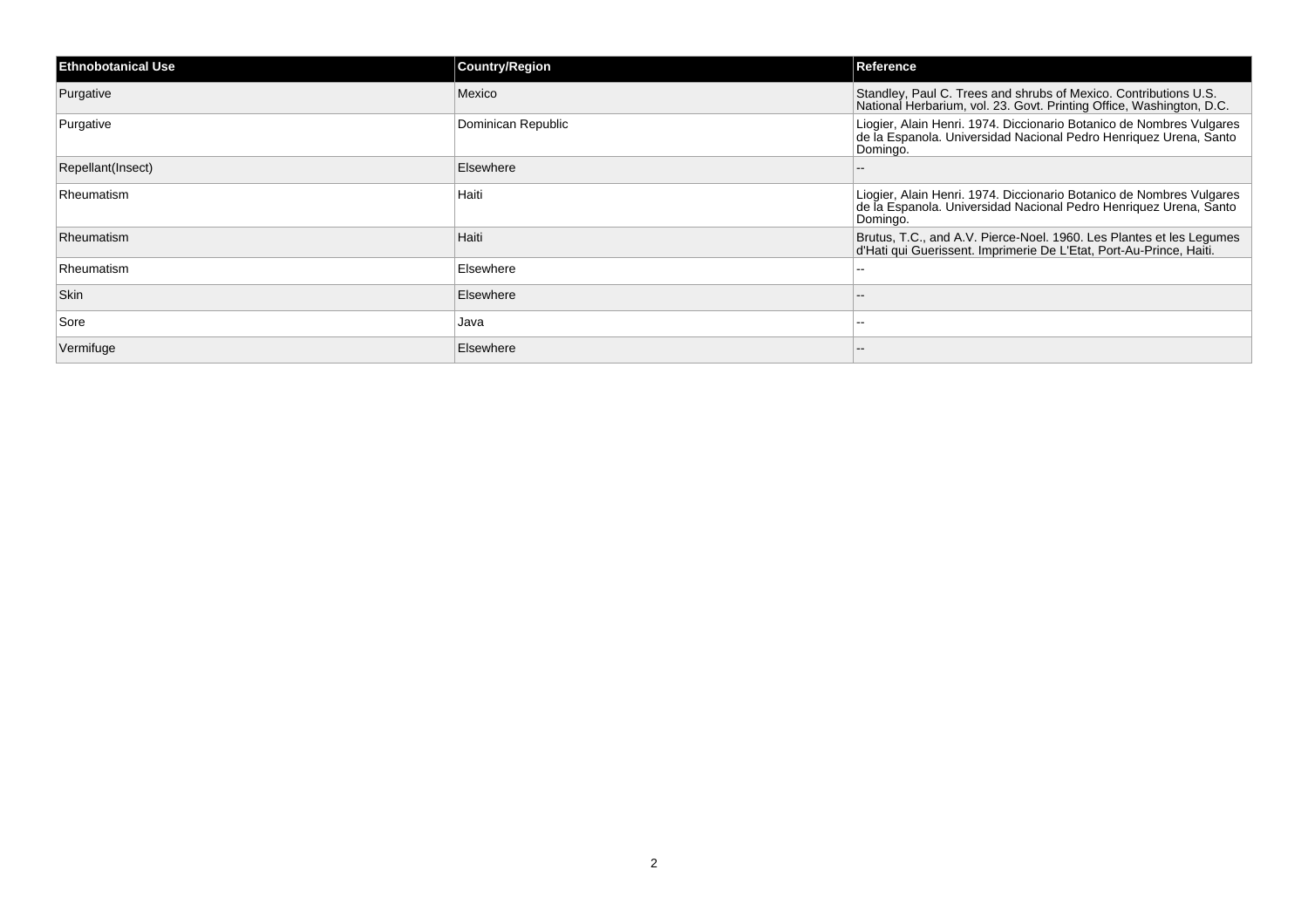| Ethnobotanical Use | Country/Region | Reference |
| --- | --- | --- |
| Purgative | Mexico | Standley, Paul C. Trees and shrubs of Mexico. Contributions U.S. National Herbarium, vol. 23. Govt. Printing Office, Washington, D.C. |
| Purgative | Dominican Republic | Liogier, Alain Henri. 1974. Diccionario Botanico de Nombres Vulgares de la Espanola. Universidad Nacional Pedro Henriquez Urena, Santo Domingo. |
| Repellant(Insect) | Elsewhere | -- |
| Rheumatism | Haiti | Liogier, Alain Henri. 1974. Diccionario Botanico de Nombres Vulgares de la Espanola. Universidad Nacional Pedro Henriquez Urena, Santo Domingo. |
| Rheumatism | Haiti | Brutus, T.C., and A.V. Pierce-Noel. 1960. Les Plantes et les Legumes d'Hati qui Guerissent. Imprimerie De L'Etat, Port-Au-Prince, Haiti. |
| Rheumatism | Elsewhere | -- |
| Skin | Elsewhere | -- |
| Sore | Java | -- |
| Vermifuge | Elsewhere | -- |